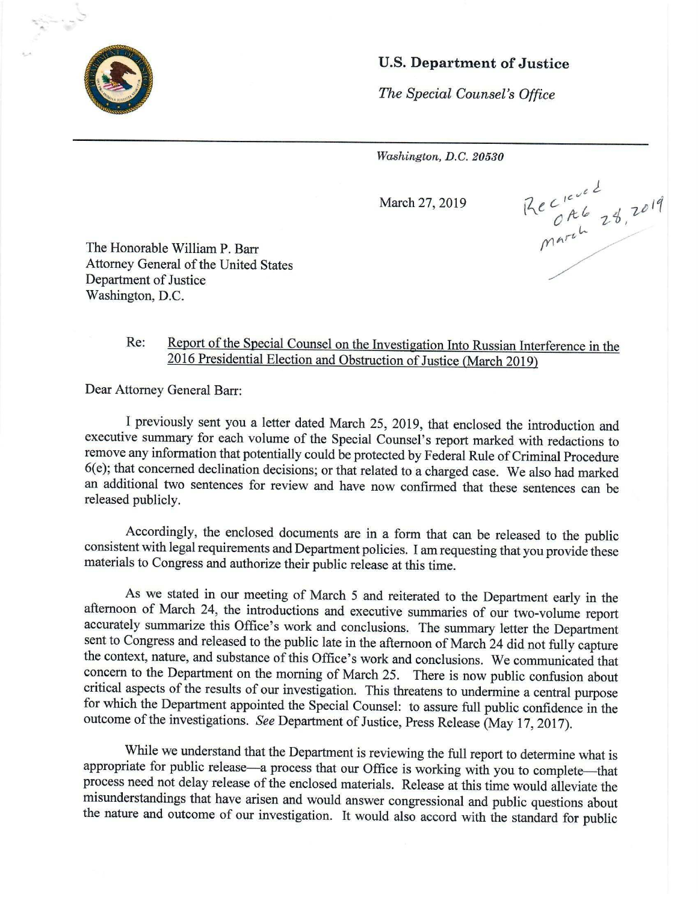**U.S. Department of Justice**

*The Special Counsel's Office*

---

*Washington, D.C. 20530*

March 27, 2019

Recieved OAG March 28, 2019

The Honorable William P. Barr
Attorney General of the United States
Department of Justice
Washington, D.C.

Re: Report of the Special Counsel on the Investigation Into Russian Interference in the 2016 Presidential Election and Obstruction of Justice (March 2019)

Dear Attorney General Barr:

I previously sent you a letter dated March 25, 2019, that enclosed the introduction and executive summary for each volume of the Special Counsel's report marked with redactions to remove any information that potentially could be protected by Federal Rule of Criminal Procedure 6(e); that concerned declination decisions; or that related to a charged case. We also had marked an additional two sentences for review and have now confirmed that these sentences can be released publicly.

Accordingly, the enclosed documents are in a form that can be released to the public consistent with legal requirements and Department policies. I am requesting that you provide these materials to Congress and authorize their public release at this time.

As we stated in our meeting of March 5 and reiterated to the Department early in the afternoon of March 24, the introductions and executive summaries of our two-volume report accurately summarize this Office's work and conclusions. The summary letter the Department sent to Congress and released to the public late in the afternoon of March 24 did not fully capture the context, nature, and substance of this Office's work and conclusions. We communicated that concern to the Department on the morning of March 25. There is now public confusion about critical aspects of the results of our investigation. This threatens to undermine a central purpose for which the Department appointed the Special Counsel: to assure full public confidence in the outcome of the investigations. *See* Department of Justice, Press Release (May 17, 2017).

While we understand that the Department is reviewing the full report to determine what is appropriate for public release—a process that our Office is working with you to complete—that process need not delay release of the enclosed materials. Release at this time would alleviate the misunderstandings that have arisen and would answer congressional and public questions about the nature and outcome of our investigation. It would also accord with the standard for public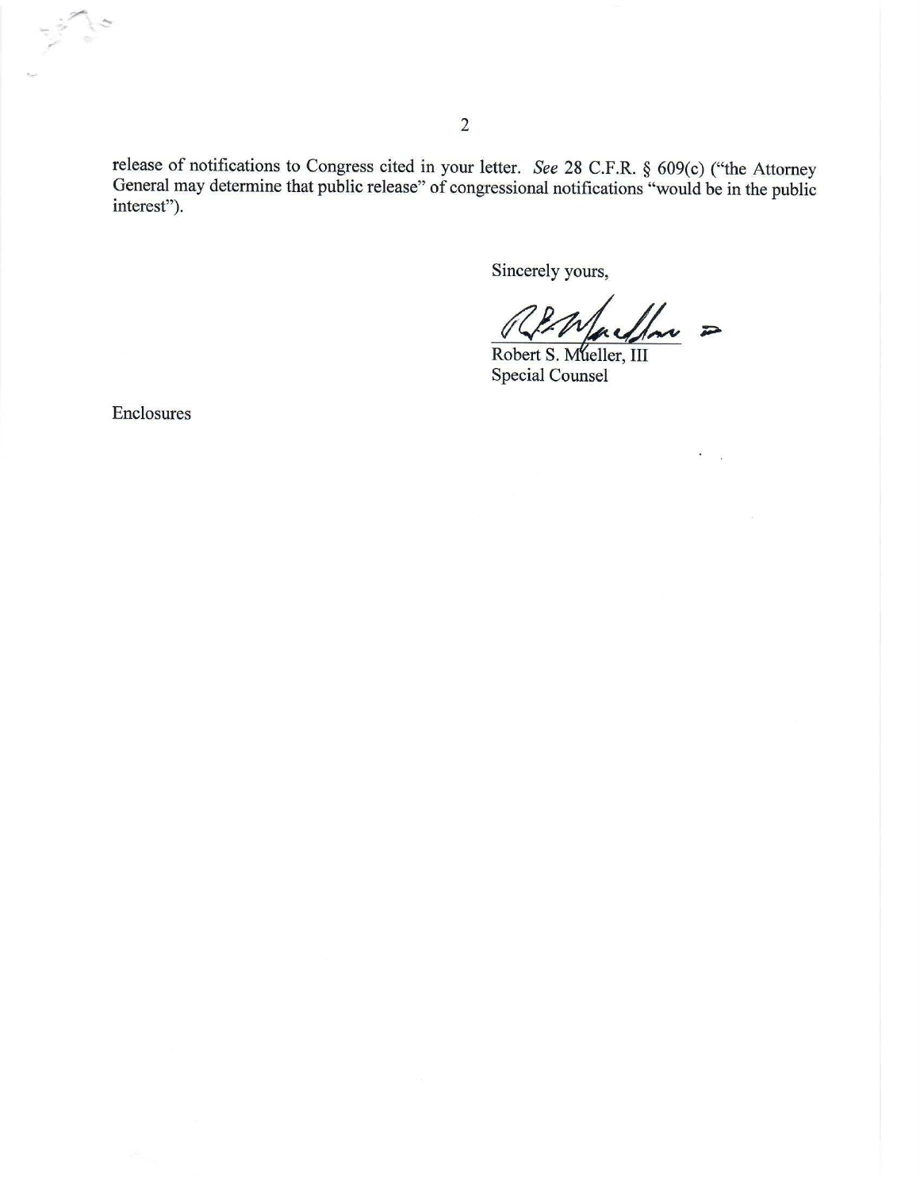release of notifications to Congress cited in your letter. *See* 28 C.F.R. § 609(c) ("the Attorney General may determine that public release" of congressional notifications "would be in the public interest").

Sincerely yours,

Robert S. Mueller, III
Special Counsel

Enclosures